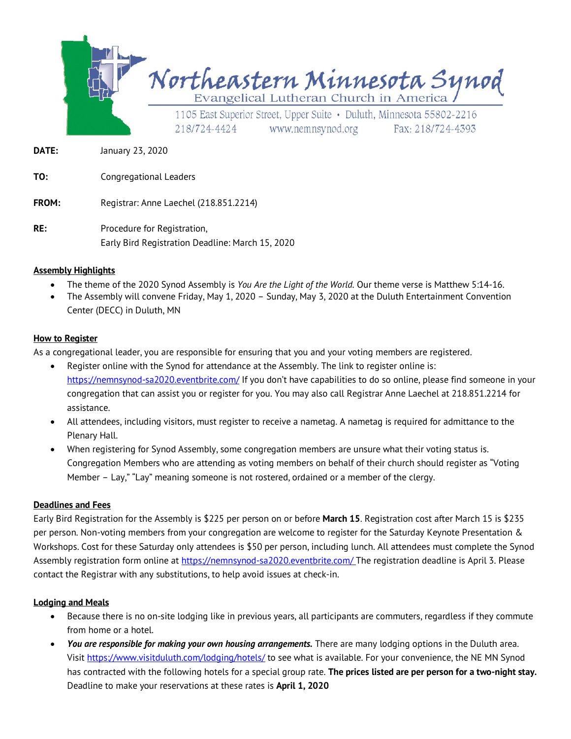# Northeastern Minnesota Synod

Evangelical Lutheran Church in America

1105 East Superior Street, Upper Suite • Duluth, Minnesota 55802-2216
218/724-4424 www.nemnsynod.org Fax: 218/724-4393

**DATE:** January 23, 2020

**TO:** Congregational Leaders

**FROM:** Registrar: Anne Laechel (218.851.2214)

**RE:** Procedure for Registration,
Early Bird Registration Deadline: March 15, 2020

## Assembly Highlights

- The theme of the 2020 Synod Assembly is *You Are the Light of the World*. Our theme verse is Matthew 5:14-16.
- The Assembly will convene Friday, May 1, 2020 – Sunday, May 3, 2020 at the Duluth Entertainment Convention Center (DECC) in Duluth, MN

## How to Register

As a congregational leader, you are responsible for ensuring that you and your voting members are registered.

- Register online with the Synod for attendance at the Assembly. The link to register online is: https://nemnsynod-sa2020.eventbrite.com/ If you don't have capabilities to do so online, please find someone in your congregation that can assist you or register for you. You may also call Registrar Anne Laechel at 218.851.2214 for assistance.
- All attendees, including visitors, must register to receive a nametag. A nametag is required for admittance to the Plenary Hall.
- When registering for Synod Assembly, some congregation members are unsure what their voting status is. Congregation Members who are attending as voting members on behalf of their church should register as "Voting Member – Lay," "Lay" meaning someone is not rostered, ordained or a member of the clergy.

## Deadlines and Fees

Early Bird Registration for the Assembly is $225 per person on or before **March 15**. Registration cost after March 15 is $235 per person. Non-voting members from your congregation are welcome to register for the Saturday Keynote Presentation & Workshops. Cost for these Saturday only attendees is $50 per person, including lunch. All attendees must complete the Synod Assembly registration form online at https://nemnsynod-sa2020.eventbrite.com/ The registration deadline is April 3. Please contact the Registrar with any substitutions, to help avoid issues at check-in.

## Lodging and Meals

- Because there is no on-site lodging like in previous years, all participants are commuters, regardless if they commute from home or a hotel.
- ***You are responsible for making your own housing arrangements.*** There are many lodging options in the Duluth area. Visit https://www.visitduluth.com/lodging/hotels/ to see what is available. For your convenience, the NE MN Synod has contracted with the following hotels for a special group rate. **The prices listed are per person for a two-night stay.** Deadline to make your reservations at these rates is **April 1, 2020**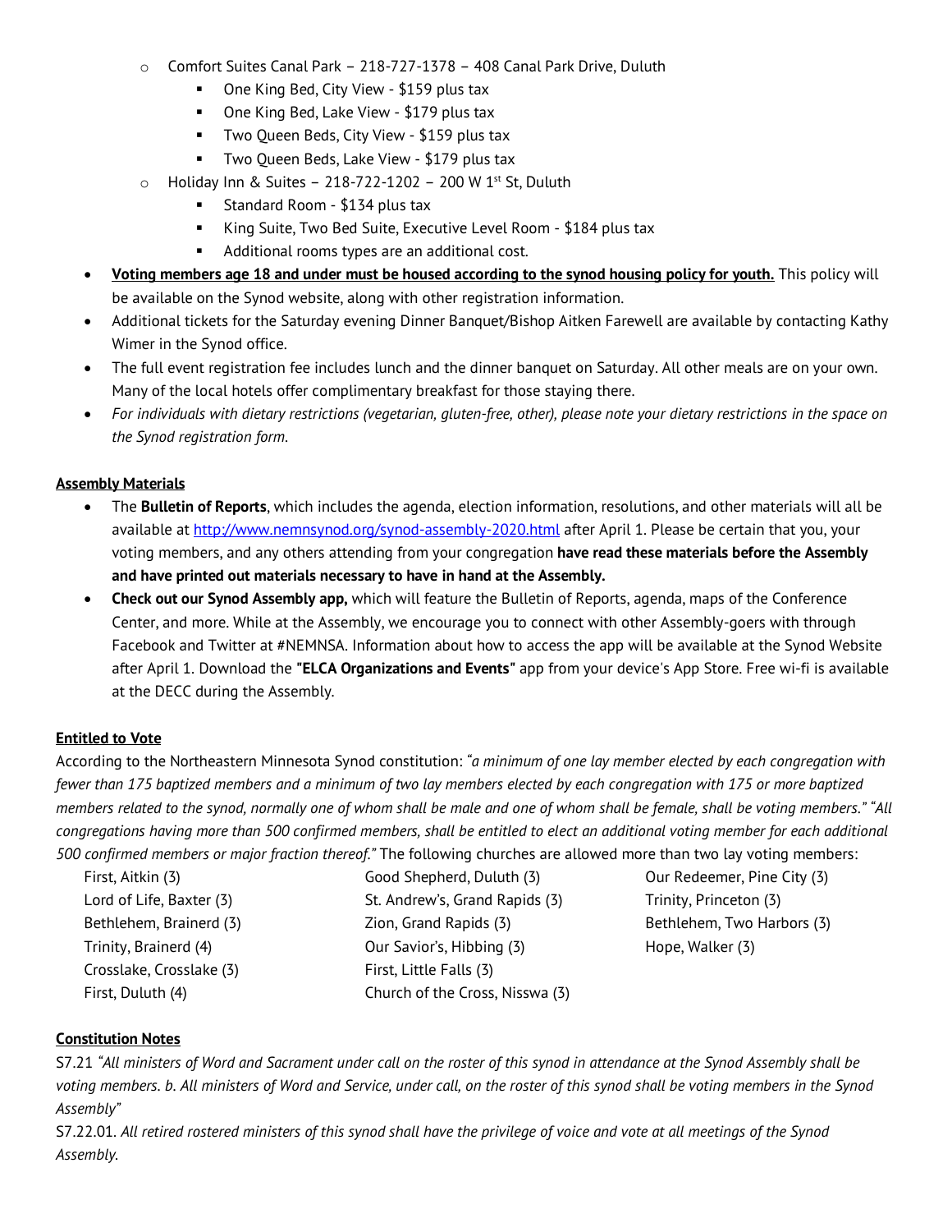- Comfort Suites Canal Park – 218-727-1378 – 408 Canal Park Drive, Duluth
  - One King Bed, City View - $159 plus tax
  - One King Bed, Lake View - $179 plus tax
  - Two Queen Beds, City View - $159 plus tax
  - Two Queen Beds, Lake View - $179 plus tax
- Holiday Inn & Suites – 218-722-1202 – 200 W 1st St, Duluth
  - Standard Room - $134 plus tax
  - King Suite, Two Bed Suite, Executive Level Room - $184 plus tax
  - Additional rooms types are an additional cost.

- **Voting members age 18 and under must be housed according to the synod housing policy for youth.** This policy will be available on the Synod website, along with other registration information.
- Additional tickets for the Saturday evening Dinner Banquet/Bishop Aitken Farewell are available by contacting Kathy Wimer in the Synod office.
- The full event registration fee includes lunch and the dinner banquet on Saturday. All other meals are on your own. Many of the local hotels offer complimentary breakfast for those staying there.
- *For individuals with dietary restrictions (vegetarian, gluten-free, other), please note your dietary restrictions in the space on the Synod registration form.*

**Assembly Materials**

- The **Bulletin of Reports**, which includes the agenda, election information, resolutions, and other materials will all be available at http://www.nemnsynod.org/synod-assembly-2020.html after April 1. Please be certain that you, your voting members, and any others attending from your congregation **have read these materials before the Assembly and have printed out materials necessary to have in hand at the Assembly.**
- **Check out our Synod Assembly app,** which will feature the Bulletin of Reports, agenda, maps of the Conference Center, and more. While at the Assembly, we encourage you to connect with other Assembly-goers with through Facebook and Twitter at #NEMNSA. Information about how to access the app will be available at the Synod Website after April 1. Download the **"ELCA Organizations and Events"** app from your device's App Store. Free wi-fi is available at the DECC during the Assembly.

**Entitled to Vote**

According to the Northeastern Minnesota Synod constitution: *"a minimum of one lay member elected by each congregation with fewer than 175 baptized members and a minimum of two lay members elected by each congregation with 175 or more baptized members related to the synod, normally one of whom shall be male and one of whom shall be female, shall be voting members." "All congregations having more than 500 confirmed members, shall be entitled to elect an additional voting member for each additional 500 confirmed members or major fraction thereof."* The following churches are allowed more than two lay voting members:

First, Aitkin (3)
Lord of Life, Baxter (3)
Bethlehem, Brainerd (3)
Trinity, Brainerd (4)
Crosslake, Crosslake (3)
First, Duluth (4)
Good Shepherd, Duluth (3)
St. Andrew's, Grand Rapids (3)
Zion, Grand Rapids (3)
Our Savior's, Hibbing (3)
First, Little Falls (3)
Church of the Cross, Nisswa (3)
Our Redeemer, Pine City (3)
Trinity, Princeton (3)
Bethlehem, Two Harbors (3)
Hope, Walker (3)

**Constitution Notes**

S7.21 *"All ministers of Word and Sacrament under call on the roster of this synod in attendance at the Synod Assembly shall be voting members. b. All ministers of Word and Service, under call, on the roster of this synod shall be voting members in the Synod Assembly"*

S7.22.01. *All retired rostered ministers of this synod shall have the privilege of voice and vote at all meetings of the Synod Assembly.*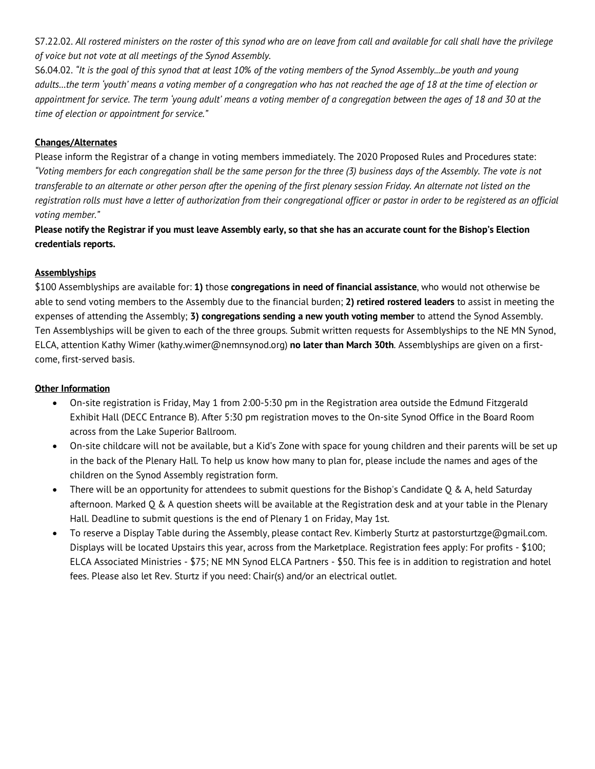S7.22.02. *All rostered ministers on the roster of this synod who are on leave from call and available for call shall have the privilege of voice but not vote at all meetings of the Synod Assembly.*

S6.04.02. *"It is the goal of this synod that at least 10% of the voting members of the Synod Assembly…be youth and young adults…the term 'youth' means a voting member of a congregation who has not reached the age of 18 at the time of election or appointment for service. The term 'young adult' means a voting member of a congregation between the ages of 18 and 30 at the time of election or appointment for service."*

**Changes/Alternates**

Please inform the Registrar of a change in voting members immediately. The 2020 Proposed Rules and Procedures state: *"Voting members for each congregation shall be the same person for the three (3) business days of the Assembly. The vote is not transferable to an alternate or other person after the opening of the first plenary session Friday. An alternate not listed on the registration rolls must have a letter of authorization from their congregational officer or pastor in order to be registered as an official voting member."*

**Please notify the Registrar if you must leave Assembly early, so that she has an accurate count for the Bishop's Election credentials reports.**

**Assemblyships**

$100 Assemblyships are available for: **1)** those **congregations in need of financial assistance**, who would not otherwise be able to send voting members to the Assembly due to the financial burden; **2) retired rostered leaders** to assist in meeting the expenses of attending the Assembly; **3) congregations sending a new youth voting member** to attend the Synod Assembly. Ten Assemblyships will be given to each of the three groups. Submit written requests for Assemblyships to the NE MN Synod, ELCA, attention Kathy Wimer (kathy.wimer@nemnsynod.org) **no later than March 30th**. Assemblyships are given on a first-come, first-served basis.

**Other Information**

- On-site registration is Friday, May 1 from 2:00-5:30 pm in the Registration area outside the Edmund Fitzgerald Exhibit Hall (DECC Entrance B). After 5:30 pm registration moves to the On-site Synod Office in the Board Room across from the Lake Superior Ballroom.
- On-site childcare will not be available, but a Kid's Zone with space for young children and their parents will be set up in the back of the Plenary Hall. To help us know how many to plan for, please include the names and ages of the children on the Synod Assembly registration form.
- There will be an opportunity for attendees to submit questions for the Bishop's Candidate Q & A, held Saturday afternoon. Marked Q & A question sheets will be available at the Registration desk and at your table in the Plenary Hall. Deadline to submit questions is the end of Plenary 1 on Friday, May 1st.
- To reserve a Display Table during the Assembly, please contact Rev. Kimberly Sturtz at pastorsturtzge@gmail.com. Displays will be located Upstairs this year, across from the Marketplace. Registration fees apply: For profits - $100; ELCA Associated Ministries - $75; NE MN Synod ELCA Partners - $50. This fee is in addition to registration and hotel fees. Please also let Rev. Sturtz if you need: Chair(s) and/or an electrical outlet.